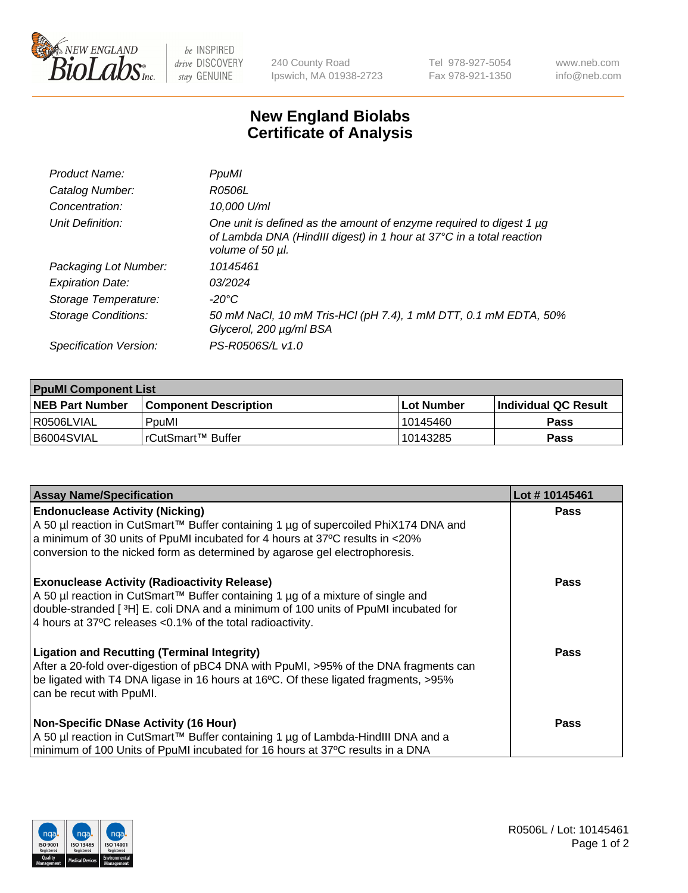New England BioLabs Inc. — be INSPIRED drive DISCOVERY stay GENUINE

240 County Road
Ipswich, MA 01938-2723

Tel 978-927-5054
Fax 978-921-1350

www.neb.com
info@neb.com

# New England Biolabs
# Certificate of Analysis

| | |
|---|---|
| *Product Name:* | *PpuMI* |
| *Catalog Number:* | *R0506L* |
| *Concentration:* | *10,000 U/ml* |
| *Unit Definition:* | *One unit is defined as the amount of enzyme required to digest 1 µg of Lambda DNA (HindIII digest) in 1 hour at 37°C in a total reaction volume of 50 µl.* |
| *Packaging Lot Number:* | *10145461* |
| *Expiration Date:* | *03/2024* |
| *Storage Temperature:* | *-20°C* |
| *Storage Conditions:* | *50 mM NaCl, 10 mM Tris-HCl (pH 7.4), 1 mM DTT, 0.1 mM EDTA, 50% Glycerol, 200 µg/ml BSA* |
| *Specification Version:* | *PS-R0506S/L v1.0* |

| PpuMI Component List | | | |
|---|---|---|---|
| **NEB Part Number** | **Component Description** | **Lot Number** | **Individual QC Result** |
| R0506LVIAL | PpuMI | 10145460 | **Pass** |
| B6004SVIAL | rCutSmart™ Buffer | 10143285 | **Pass** |

| Assay Name/Specification | Lot # 10145461 |
|---|---|
| **Endonuclease Activity (Nicking)**<br>A 50 µl reaction in CutSmart™ Buffer containing 1 µg of supercoiled PhiX174 DNA and a minimum of 30 units of PpuMI incubated for 4 hours at 37ºC results in <20% conversion to the nicked form as determined by agarose gel electrophoresis. | **Pass** |
| **Exonuclease Activity (Radioactivity Release)**<br>A 50 µl reaction in CutSmart™ Buffer containing 1 µg of a mixture of single and double-stranded [ $^3$H] E. coli DNA and a minimum of 100 units of PpuMI incubated for 4 hours at 37ºC releases <0.1% of the total radioactivity. | **Pass** |
| **Ligation and Recutting (Terminal Integrity)**<br>After a 20-fold over-digestion of pBC4 DNA with PpuMI, >95% of the DNA fragments can be ligated with T4 DNA ligase in 16 hours at 16ºC. Of these ligated fragments, >95% can be recut with PpuMI. | **Pass** |
| **Non-Specific DNase Activity (16 Hour)**<br>A 50 µl reaction in CutSmart™ Buffer containing 1 µg of Lambda-HindIII DNA and a minimum of 100 Units of PpuMI incubated for 16 hours at 37ºC results in a DNA | **Pass** |

R0506L / Lot: 10145461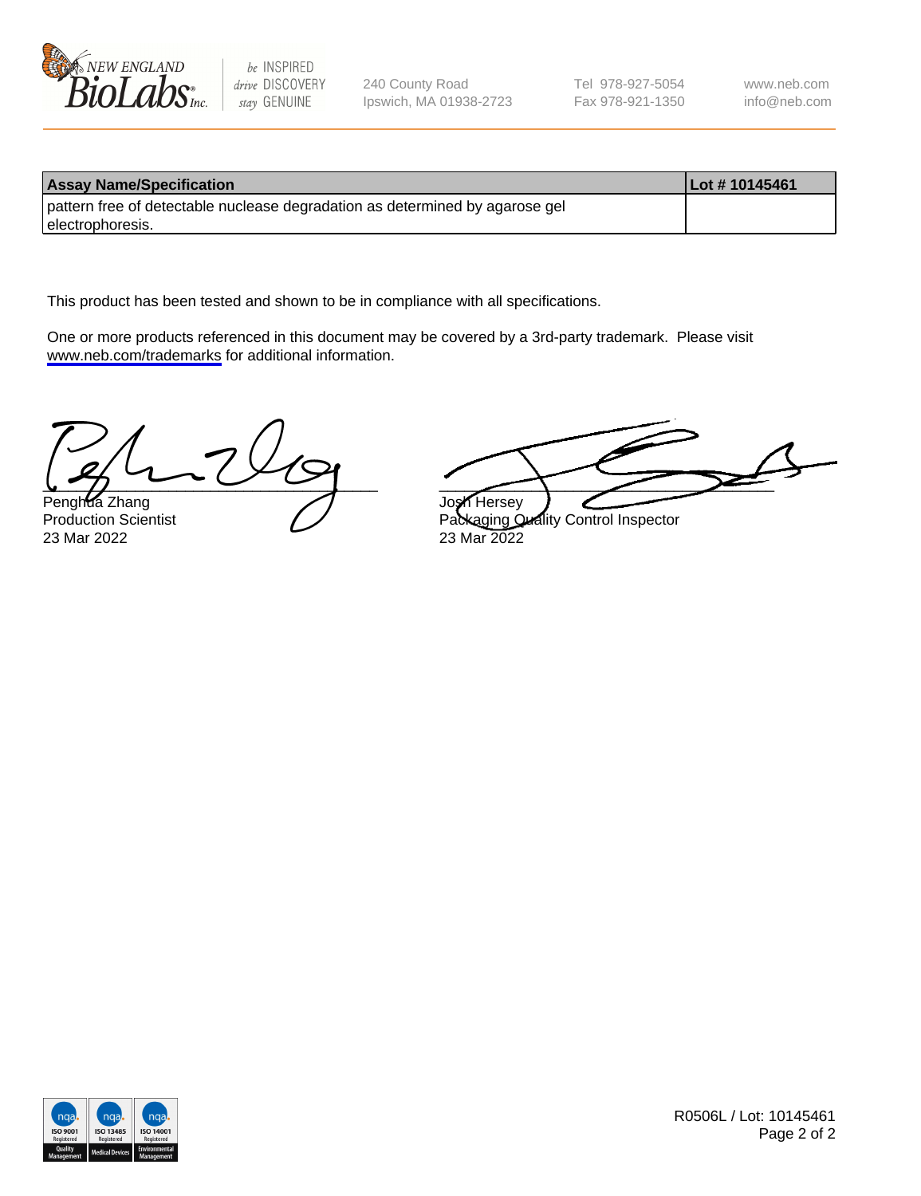| Assay Name/Specification | Lot # 10145461 |
| --- | --- |
| pattern free of detectable nuclease degradation as determined by agarose gel electrophoresis. | |

This product has been tested and shown to be in compliance with all specifications.

One or more products referenced in this document may be covered by a 3rd-party trademark. Please visit www.neb.com/trademarks for additional information.

Penghua Zhang
Production Scientist
23 Mar 2022

Josh Hersey
Packaging Quality Control Inspector
23 Mar 2022

R0506L / Lot: 10145461